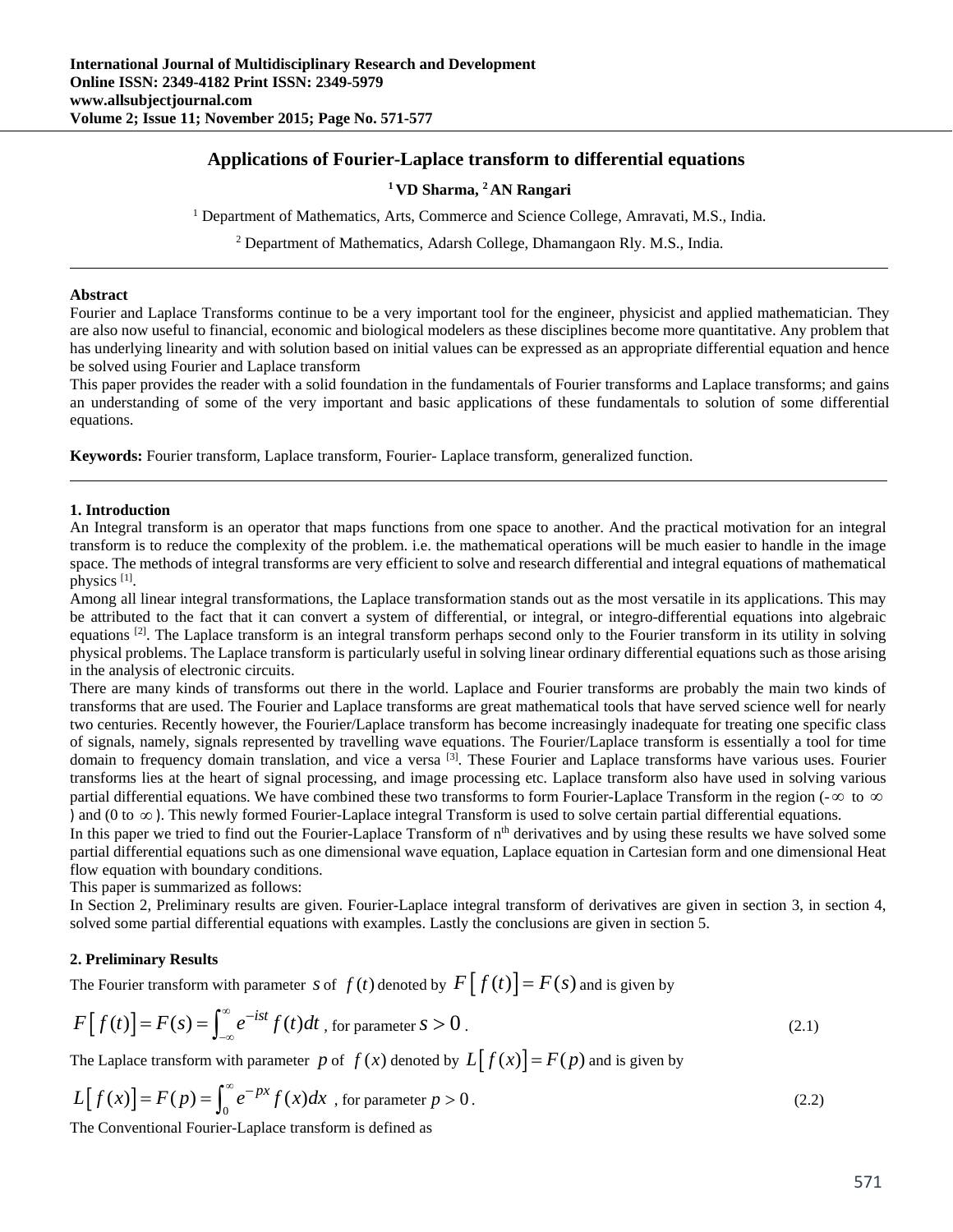# Applications of Fourier-Laplace transform to differential equations

**[1] VD Sharma, [2] AN Rangari**

[1] Department of Mathematics, Arts, Commerce and Science College, Amravati, M.S., India.

[2] Department of Mathematics, Adarsh College, Dhamangaon Rly. M.S., India.

---

### Abstract

Fourier and Laplace Transforms continue to be a very important tool for the engineer, physicist and applied mathematician. They are also now useful to financial, economic and biological modelers as these disciplines become more quantitative. Any problem that has underlying linearity and with solution based on initial values can be expressed as an appropriate differential equation and hence be solved using Fourier and Laplace transform

This paper provides the reader with a solid foundation in the fundamentals of Fourier transforms and Laplace transforms; and gains an understanding of some of the very important and basic applications of these fundamentals to solution of some differential equations.

**Keywords:** Fourier transform, Laplace transform, Fourier- Laplace transform, generalized function.

---

## 1. Introduction

An Integral transform is an operator that maps functions from one space to another. And the practical motivation for an integral transform is to reduce the complexity of the problem. i.e. the mathematical operations will be much easier to handle in the image space. The methods of integral transforms are very efficient to solve and research differential and integral equations of mathematical physics [1].

Among all linear integral transformations, the Laplace transformation stands out as the most versatile in its applications. This may be attributed to the fact that it can convert a system of differential, or integral, or integro-differential equations into algebraic equations [2]. The Laplace transform is an integral transform perhaps second only to the Fourier transform in its utility in solving physical problems. The Laplace transform is particularly useful in solving linear ordinary differential equations such as those arising in the analysis of electronic circuits.

There are many kinds of transforms out there in the world. Laplace and Fourier transforms are probably the main two kinds of transforms that are used. The Fourier and Laplace transforms are great mathematical tools that have served science well for nearly two centuries. Recently however, the Fourier/Laplace transform has become increasingly inadequate for treating one specific class of signals, namely, signals represented by travelling wave equations. The Fourier/Laplace transform is essentially a tool for time domain to frequency domain translation, and vice a versa [3]. These Fourier and Laplace transforms have various uses. Fourier transforms lies at the heart of signal processing, and image processing etc. Laplace transform also have used in solving various partial differential equations. We have combined these two transforms to form Fourier-Laplace Transform in the region ($-\infty$ to $\infty$) and (0 to $\infty$). This newly formed Fourier-Laplace integral Transform is used to solve certain partial differential equations.

In this paper we tried to find out the Fourier-Laplace Transform of $n^{th}$ derivatives and by using these results we have solved some partial differential equations such as one dimensional wave equation, Laplace equation in Cartesian form and one dimensional Heat flow equation with boundary conditions.

This paper is summarized as follows:

In Section 2, Preliminary results are given. Fourier-Laplace integral transform of derivatives are given in section 3, in section 4, solved some partial differential equations with examples. Lastly the conclusions are given in section 5.

## 2. Preliminary Results

The Fourier transform with parameter $s$ of $f(t)$ denoted by $F\left[f(t)\right]=F(s)$ and is given by

$$F\left[f(t)\right]=F(s)=\int_{-\infty}^{\infty}e^{-ist}f(t)dt \text{, for parameter } s>0. \tag{2.1}$$

The Laplace transform with parameter $p$ of $f(x)$ denoted by $L\left[f(x)\right]=F(p)$ and is given by

$$L\left[f(x)\right]=F(p)=\int_{0}^{\infty}e^{-px}f(x)dx \text{, for parameter } p>0. \tag{2.2}$$

The Conventional Fourier-Laplace transform is defined as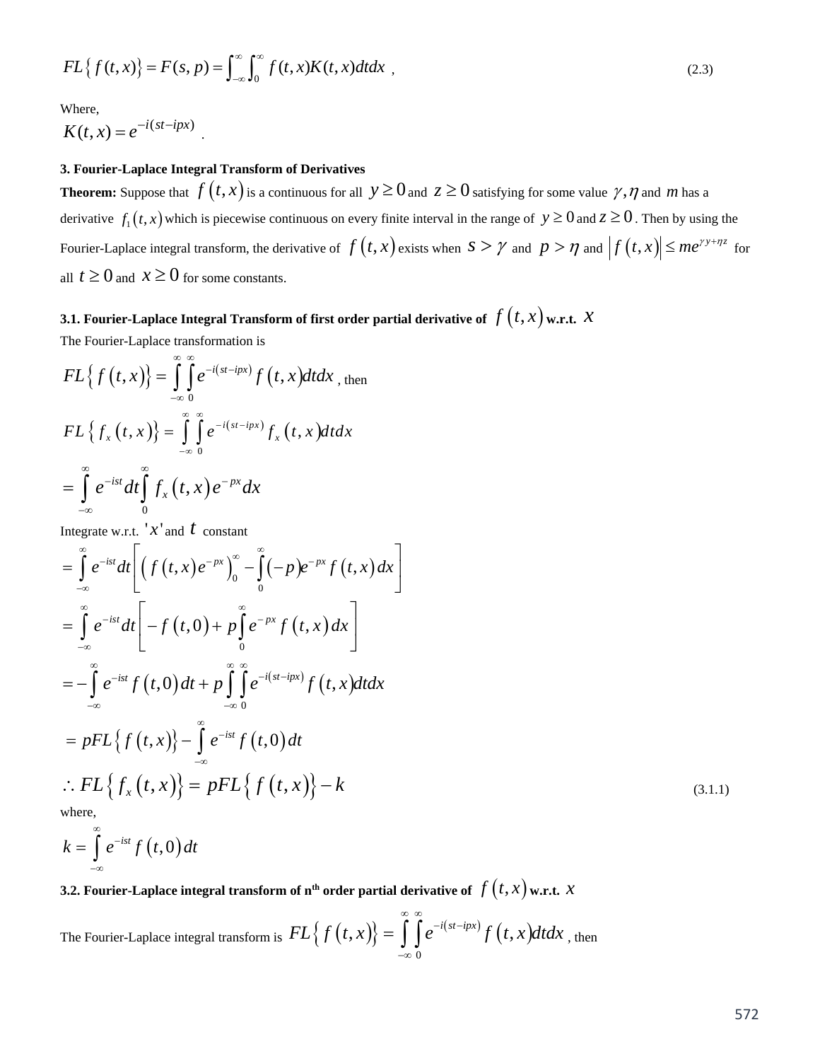$$FL\{f(t,x)\} = F(s,p) = \int_{-\infty}^{\infty}\int_{0}^{\infty} f(t,x)K(t,x)dtdx \ , \tag{2.3}$$

Where,

$K(t,x) = e^{-i(st-ipx)}$ .

**3. Fourier-Laplace Integral Transform of Derivatives**

**Theorem:** Suppose that $f(t,x)$ is a continuous for all $y \geq 0$ and $z \geq 0$ satisfying for some value $\gamma, \eta$ and $m$ has a derivative $f_1(t,x)$ which is piecewise continuous on every finite interval in the range of $y \geq 0$ and $z \geq 0$. Then by using the Fourier-Laplace integral transform, the derivative of $f(t,x)$ exists when $s > \gamma$ and $p > \eta$ and $|f(t,x)| \leq me^{\gamma y + \eta z}$ for all $t \geq 0$ and $x \geq 0$ for some constants.

**3.1. Fourier-Laplace Integral Transform of first order partial derivative of $f(t,x)$ w.r.t. $x$**

The Fourier-Laplace transformation is

$$FL\{f(t,x)\} = \int_{-\infty}^{\infty}\int_{0}^{\infty} e^{-i(st-ipx)} f(t,x)dtdx \text{, then}$$

$$FL\{f_x(t,x)\} = \int_{-\infty}^{\infty}\int_{0}^{\infty} e^{-i(st-ipx)} f_x(t,x)dtdx$$

$$= \int_{-\infty}^{\infty} e^{-ist}dt\int_{0}^{\infty} f_x(t,x)e^{-px}dx$$

Integrate w.r.t. $'x'$ and $t$ constant

$$= \int_{-\infty}^{\infty} e^{-ist}dt\left[\left(f(t,x)e^{-px}\right)_0^{\infty} - \int_{0}^{\infty}(-p)e^{-px} f(t,x)dx\right]$$

$$= \int_{-\infty}^{\infty} e^{-ist}dt\left[-f(t,0) + p\int_{0}^{\infty} e^{-px} f(t,x)dx\right]$$

$$= -\int_{-\infty}^{\infty} e^{-ist} f(t,0)dt + p\int_{-\infty}^{\infty}\int_{0}^{\infty} e^{-i(st-ipx)} f(t,x)dtdx$$

$$= pFL\{f(t,x)\} - \int_{-\infty}^{\infty} e^{-ist} f(t,0)dt$$

$$\therefore FL\{f_x(t,x)\} = pFL\{f(t,x)\} - k \tag{3.1.1}$$

where,

$$k = \int_{-\infty}^{\infty} e^{-ist} f(t,0)dt$$

**3.2. Fourier-Laplace integral transform of n<sup></sup>th order partial derivative of $f(t,x)$ w.r.t. $x$**

The Fourier-Laplace integral transform is $FL\{f(t,x)\} = \int_{-\infty}^{\infty}\int_{0}^{\infty} e^{-i(st-ipx)} f(t,x)dtdx$, then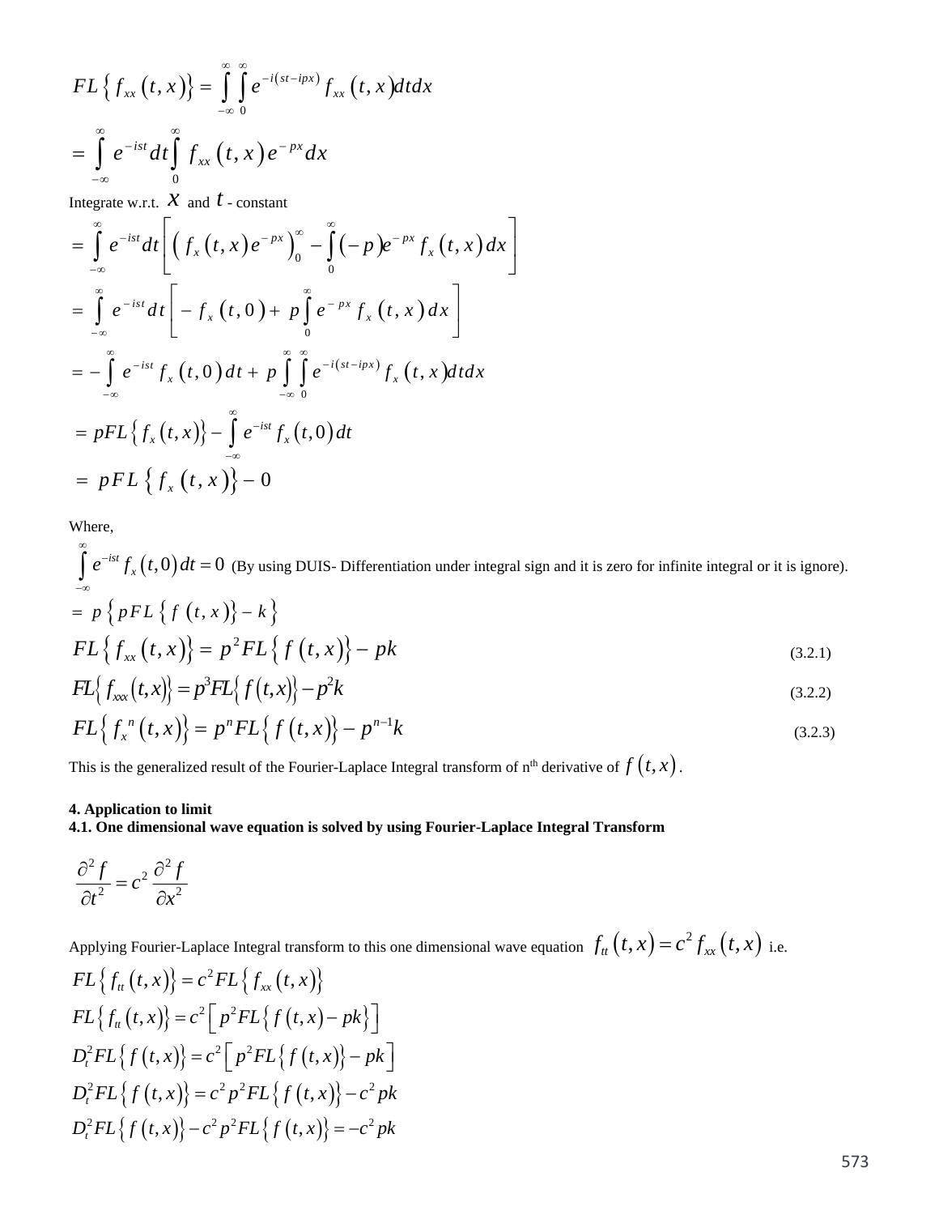$$FL\left\{ f_{xx}\left(t,x\right)\right\} = \int_{-\infty}^{\infty}\int_{0}^{\infty} e^{-i\left(st-ipx\right)} f_{xx}\left(t,x\right)dtdx$$

$$= \int_{-\infty}^{\infty} e^{-ist}dt\int_{0}^{\infty} f_{xx}\left(t,x\right)e^{-px}dx$$

Integrate w.r.t. $x$ and $t$ - constant

$$= \int_{-\infty}^{\infty} e^{-ist}dt\left[\left( f_{x}\left(t,x\right)e^{-px}\right)_{0}^{\infty} - \int_{0}^{\infty}\left(-p\right)e^{-px} f_{x}\left(t,x\right)dx\right]$$

$$= \int_{-\infty}^{\infty} e^{-ist}dt\left[- f_{x}\left(t,0\right) + p\int_{0}^{\infty} e^{-px} f_{x}\left(t,x\right)dx\right]$$

$$= -\int_{-\infty}^{\infty} e^{-ist} f_{x}\left(t,0\right)dt + p\int_{-\infty}^{\infty}\int_{0}^{\infty} e^{-i\left(st-ipx\right)} f_{x}\left(t,x\right)dtdx$$

$$= pFL\left\{ f_{x}\left(t,x\right)\right\} - \int_{-\infty}^{\infty} e^{-ist} f_{x}\left(t,0\right)dt$$

$$= pFL\left\{ f_{x}\left(t,x\right)\right\} - 0$$

Where,

$\int_{-\infty}^{\infty} e^{-ist} f_{x}\left(t,0\right)dt = 0$ (By using DUIS- Differentiation under integral sign and it is zero for infinite integral or it is ignore).

$$= p\left\{ pFL\left\{ f\left(t,x\right)\right\} - k\right\}$$

$$FL\left\{ f_{xx}\left(t,x\right)\right\} = p^{2}FL\left\{ f\left(t,x\right)\right\} - pk \tag{3.2.1}$$

$$FL\left\{ f_{xxx}\left(t,x\right)\right\} = p^{3}FL\left\{ f\left(t,x\right)\right\} - p^{2}k \tag{3.2.2}$$

$$FL\left\{ f_{x}^{\,n}\left(t,x\right)\right\} = p^{n}FL\left\{ f\left(t,x\right)\right\} - p^{n-1}k \tag{3.2.3}$$

This is the generalized result of the Fourier-Laplace Integral transform of n[th] derivative of $f\left(t,x\right)$.

**4. Application to limit**

**4.1. One dimensional wave equation is solved by using Fourier-Laplace Integral Transform**

$$\frac{\partial^{2} f}{\partial t^{2}} = c^{2}\frac{\partial^{2} f}{\partial x^{2}}$$

Applying Fourier-Laplace Integral transform to this one dimensional wave equation $f_{tt}\left(t,x\right) = c^{2} f_{xx}\left(t,x\right)$ i.e.

$$FL\left\{ f_{tt}\left(t,x\right)\right\} = c^{2}FL\left\{ f_{xx}\left(t,x\right)\right\}$$

$$FL\left\{ f_{tt}\left(t,x\right)\right\} = c^{2}\left[ p^{2}FL\left\{ f\left(t,x\right) - pk\right\}\right]$$

$$D_{t}^{2}FL\left\{ f\left(t,x\right)\right\} = c^{2}\left[ p^{2}FL\left\{ f\left(t,x\right)\right\} - pk\right]$$

$$D_{t}^{2}FL\left\{ f\left(t,x\right)\right\} = c^{2}p^{2}FL\left\{ f\left(t,x\right)\right\} - c^{2}pk$$

$$D_{t}^{2}FL\left\{ f\left(t,x\right)\right\} - c^{2}p^{2}FL\left\{ f\left(t,x\right)\right\} = -c^{2}pk$$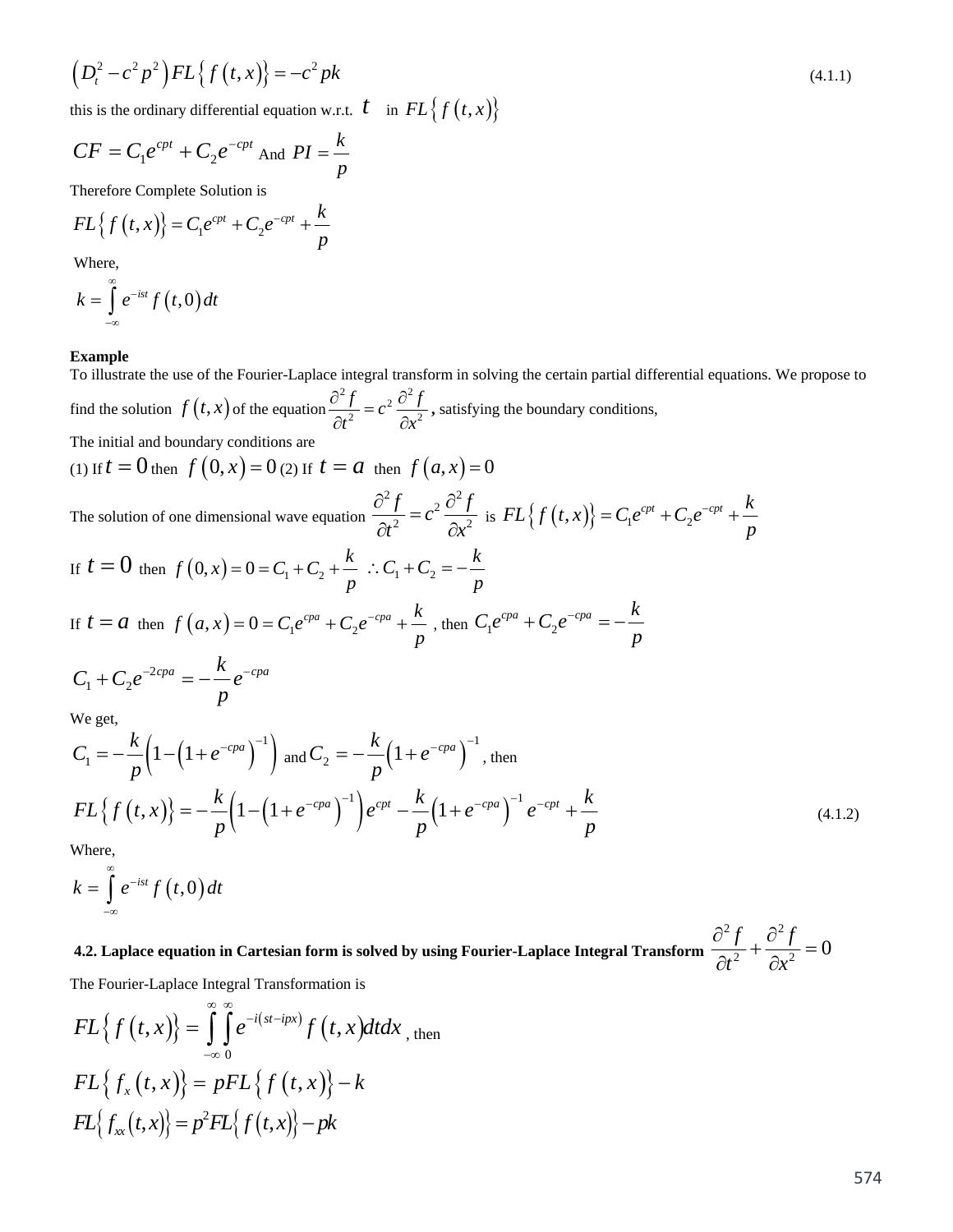$$\left(D_t^2 - c^2 p^2\right) FL\left\{f(t,x)\right\} = -c^2 pk \tag{4.1.1}$$

this is the ordinary differential equation w.r.t. $t$ in $FL\left\{f(t,x)\right\}$

$CF = C_1 e^{cpt} + C_2 e^{-cpt}$ And $PI = \dfrac{k}{p}$

Therefore Complete Solution is

$$FL\left\{f(t,x)\right\} = C_1 e^{cpt} + C_2 e^{-cpt} + \frac{k}{p}$$

Where,

$$k = \int_{-\infty}^{\infty} e^{-ist} f(t,0)\,dt$$

**Example**

To illustrate the use of the Fourier-Laplace integral transform in solving the certain partial differential equations. We propose to find the solution $f(t,x)$ of the equation $\dfrac{\partial^2 f}{\partial t^2} = c^2 \dfrac{\partial^2 f}{\partial x^2}$, satisfying the boundary conditions,

The initial and boundary conditions are

(1) If $t = 0$ then $f(0,x) = 0$ (2) If $t = a$ then $f(a,x) = 0$

The solution of one dimensional wave equation $\dfrac{\partial^2 f}{\partial t^2} = c^2 \dfrac{\partial^2 f}{\partial x^2}$ is $FL\left\{f(t,x)\right\} = C_1 e^{cpt} + C_2 e^{-cpt} + \dfrac{k}{p}$

If $t = 0$ then $f(0,x) = 0 = C_1 + C_2 + \dfrac{k}{p}$ $\therefore C_1 + C_2 = -\dfrac{k}{p}$

If $t = a$ then $f(a,x) = 0 = C_1 e^{cpa} + C_2 e^{-cpa} + \dfrac{k}{p}$, then $C_1 e^{cpa} + C_2 e^{-cpa} = -\dfrac{k}{p}$

$$C_1 + C_2 e^{-2cpa} = -\frac{k}{p} e^{-cpa}$$

We get,

$C_1 = -\dfrac{k}{p}\left(1 - \left(1 + e^{-cpa}\right)^{-1}\right)$ and $C_2 = -\dfrac{k}{p}\left(1 + e^{-cpa}\right)^{-1}$, then

$$FL\left\{f(t,x)\right\} = -\frac{k}{p}\left(1 - \left(1 + e^{-cpa}\right)^{-1}\right) e^{cpt} - \frac{k}{p}\left(1 + e^{-cpa}\right)^{-1} e^{-cpt} + \frac{k}{p} \tag{4.1.2}$$

Where,

$$k = \int_{-\infty}^{\infty} e^{-ist} f(t,0)\,dt$$

### 4.2. Laplace equation in Cartesian form is solved by using Fourier-Laplace Integral Transform $\dfrac{\partial^2 f}{\partial t^2} + \dfrac{\partial^2 f}{\partial x^2} = 0$

The Fourier-Laplace Integral Transformation is

$FL\left\{f(t,x)\right\} = \displaystyle\int_{-\infty}^{\infty}\int_{0}^{\infty} e^{-i(st - ipx)} f(t,x)\,dt\,dx$, then

$$FL\left\{f_x(t,x)\right\} = pFL\left\{f(t,x)\right\} - k$$

$$FL\left\{f_{xx}(t,x)\right\} = p^2 FL\left\{f(t,x)\right\} - pk$$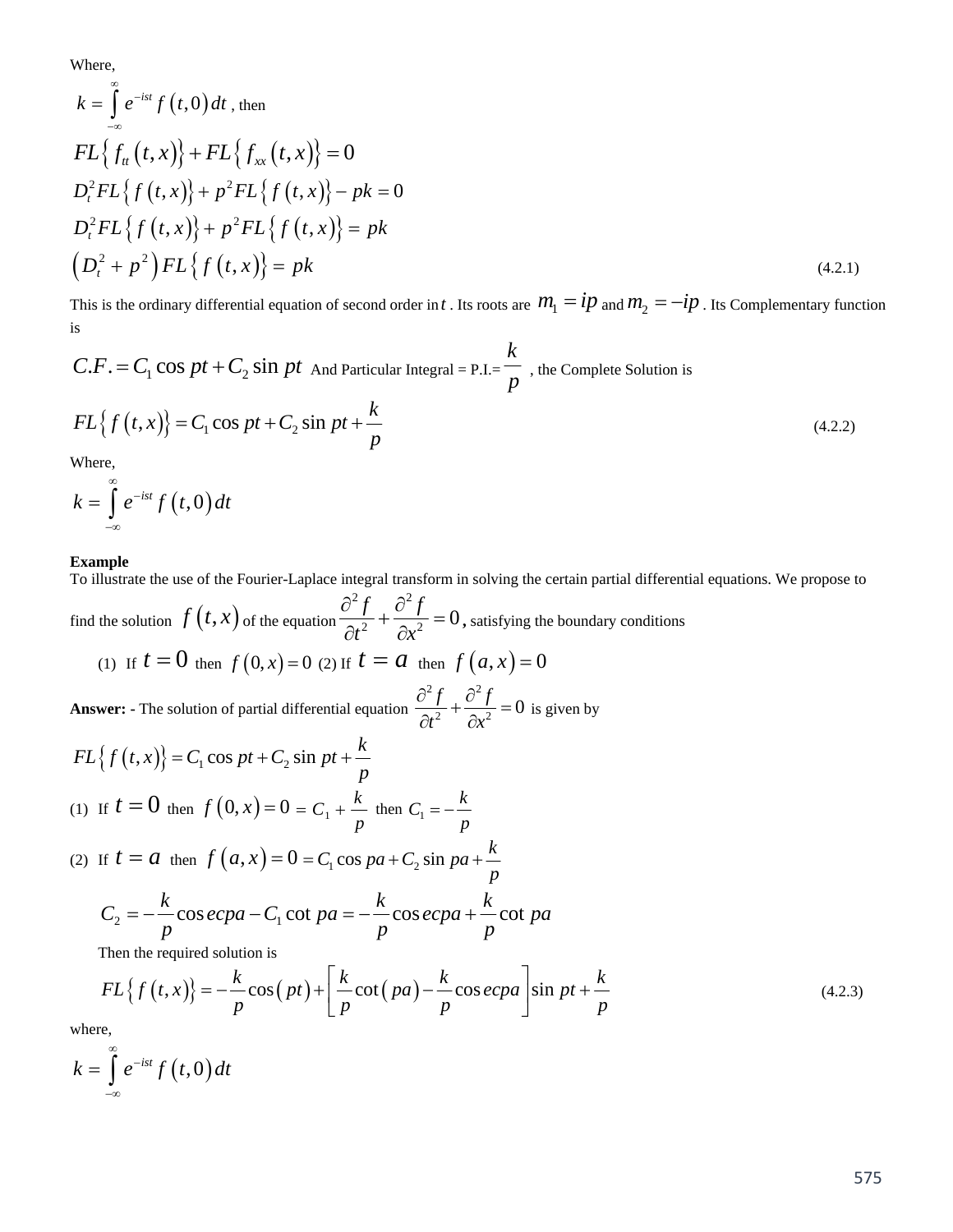Where,

$$k = \int_{-\infty}^{\infty} e^{-ist} f(t,0)\, dt$$ , then

$$FL\{ f_{tt}(t,x)\} + FL\{ f_{xx}(t,x)\} = 0$$

$$D_t^2 FL\{ f(t,x)\} + p^2 FL\{ f(t,x)\} - pk = 0$$

$$D_t^2 FL\{ f(t,x)\} + p^2 FL\{ f(t,x)\} = pk$$

$$\left(D_t^2 + p^2\right) FL\{ f(t,x)\} = pk \tag{4.2.1}$$

This is the ordinary differential equation of second order in $t$ . Its roots are $m_1 = ip$ and $m_2 = -ip$ . Its Complementary function is

$C.F. = C_1 \cos pt + C_2 \sin pt$ And Particular Integral = P.I.= $\frac{k}{p}$ , the Complete Solution is

$$FL\{ f(t,x)\} = C_1 \cos pt + C_2 \sin pt + \frac{k}{p} \tag{4.2.2}$$

Where,

$$k = \int_{-\infty}^{\infty} e^{-ist} f(t,0)\, dt$$

**Example**

To illustrate the use of the Fourier-Laplace integral transform in solving the certain partial differential equations. We propose to find the solution $f(t,x)$ of the equation $\frac{\partial^2 f}{\partial t^2} + \frac{\partial^2 f}{\partial x^2} = 0$, satisfying the boundary conditions

(1) If $t = 0$ then $f(0,x) = 0$ (2) If $t = a$ then $f(a,x) = 0$

**Answer: -** The solution of partial differential equation $\frac{\partial^2 f}{\partial t^2} + \frac{\partial^2 f}{\partial x^2} = 0$ is given by

$$FL\{ f(t,x)\} = C_1 \cos pt + C_2 \sin pt + \frac{k}{p}$$

(1) If $t = 0$ then $f(0,x) = 0 = C_1 + \frac{k}{p}$ then $C_1 = -\frac{k}{p}$

(2) If $t = a$ then $f(a,x) = 0 = C_1 \cos pa + C_2 \sin pa + \frac{k}{p}$

$$C_2 = -\frac{k}{p} \operatorname{cosec} pa - C_1 \cot pa = -\frac{k}{p} \operatorname{cosec} pa + \frac{k}{p} \cot pa$$

Then the required solution is

$$FL\{ f(t,x)\} = -\frac{k}{p} \cos(pt) + \left[\frac{k}{p} \cot(pa) - \frac{k}{p} \operatorname{cosec} pa\right] \sin pt + \frac{k}{p} \tag{4.2.3}$$

where,

$$k = \int_{-\infty}^{\infty} e^{-ist} f(t,0)\, dt$$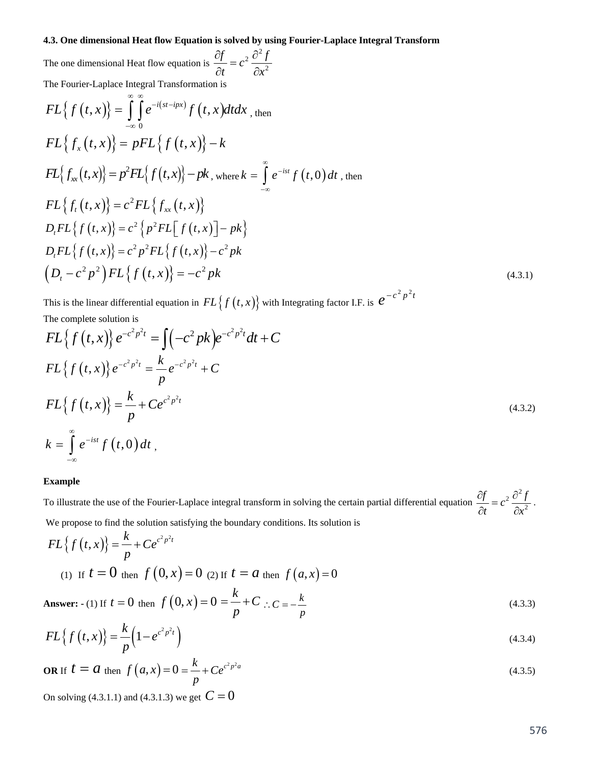### 4.3. One dimensional Heat flow Equation is solved by using Fourier-Laplace Integral Transform

The one dimensional Heat flow equation is $\dfrac{\partial f}{\partial t} = c^2 \dfrac{\partial^2 f}{\partial x^2}$

The Fourier-Laplace Integral Transformation is

$$FL\left\{ f(t,x) \right\} = \int_{-\infty}^{\infty} \int_{0}^{\infty} e^{-i(st - ipx)} f(t,x) dt dx \text{, then}$$

$$FL\left\{ f_x(t,x) \right\} = pFL\left\{ f(t,x) \right\} - k$$

$$FL\left\{ f_{xx}(t,x) \right\} = p^2 FL\left\{ f(t,x) \right\} - pk \text{, where } k = \int_{-\infty}^{\infty} e^{-ist} f(t,0) dt \text{, then}$$

$$FL\left\{ f_t(t,x) \right\} = c^2 FL\left\{ f_{xx}(t,x) \right\}$$

$$D_t FL\left\{ f(t,x) \right\} = c^2 \left\{ p^2 FL\left[ f(t,x) \right] - pk \right\}$$

$$D_t FL\left\{ f(t,x) \right\} = c^2 p^2 FL\left\{ f(t,x) \right\} - c^2 pk$$

$$\left( D_t - c^2 p^2 \right) FL\left\{ f(t,x) \right\} = -c^2 pk \tag{4.3.1}$$

This is the linear differential equation in $FL\left\{ f(t,x) \right\}$ with Integrating factor I.F. is $e^{-c^2 p^2 t}$

The complete solution is

$$FL\left\{ f(t,x) \right\} e^{-c^2 p^2 t} = \int \left( -c^2 pk \right) e^{-c^2 p^2 t} dt + C$$

$$FL\left\{ f(t,x) \right\} e^{-c^2 p^2 t} = \frac{k}{p} e^{-c^2 p^2 t} + C$$

$$FL\left\{ f(t,x) \right\} = \frac{k}{p} + C e^{c^2 p^2 t} \tag{4.3.2}$$

$$k = \int_{-\infty}^{\infty} e^{-ist} f(t,0) dt \text{,}$$

**Example**

To illustrate the use of the Fourier-Laplace integral transform in solving the certain partial differential equation $\dfrac{\partial f}{\partial t} = c^2 \dfrac{\partial^2 f}{\partial x^2}$.

We propose to find the solution satisfying the boundary conditions. Its solution is

$$FL\left\{ f(t,x) \right\} = \frac{k}{p} + C e^{c^2 p^2 t}$$

(1) If $t = 0$ then $f(0,x) = 0$ (2) If $t = a$ then $f(a,x) = 0$

**Answer: -** (1) If $t = 0$ then $f(0,x) = 0 = \dfrac{k}{p} + C \quad \therefore C = -\dfrac{k}{p}$ (4.3.3)

$$FL\left\{ f(t,x) \right\} = \frac{k}{p}\left( 1 - e^{c^2 p^2 t} \right) \tag{4.3.4}$$

**OR** If $t = a$ then $f(a,x) = 0 = \dfrac{k}{p} + C e^{c^2 p^2 a}$ (4.3.5)

On solving (4.3.1.1) and (4.3.1.3) we get $C = 0$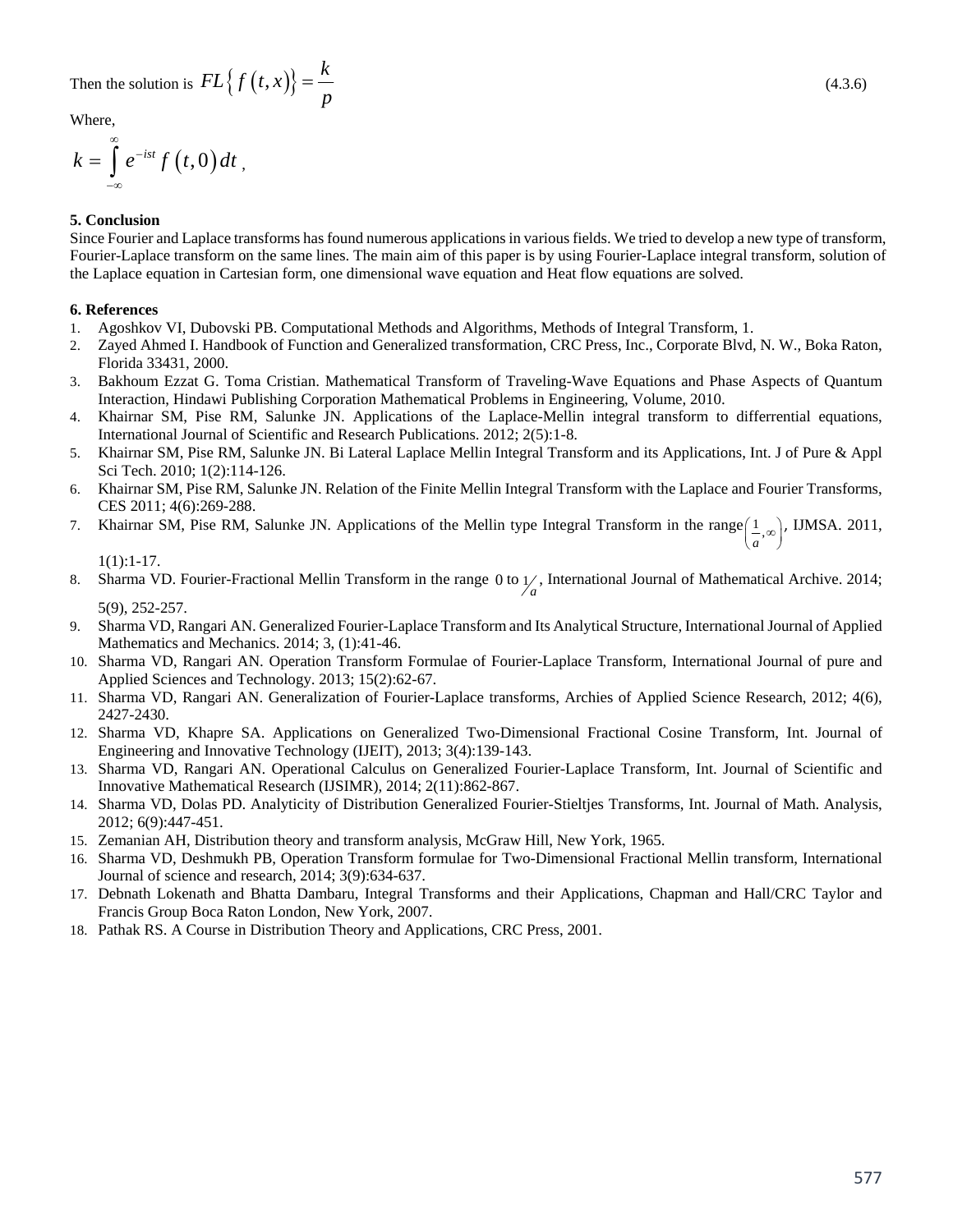Then the solution is $FL\{f(t,x)\} = \dfrac{k}{p}$ (4.3.6)

Where,

$$k = \int_{-\infty}^{\infty} e^{-ist} f(t,0)\,dt,$$

**5. Conclusion**

Since Fourier and Laplace transforms has found numerous applications in various fields. We tried to develop a new type of transform, Fourier-Laplace transform on the same lines. The main aim of this paper is by using Fourier-Laplace integral transform, solution of the Laplace equation in Cartesian form, one dimensional wave equation and Heat flow equations are solved.

**6. References**

1. Agoshkov VI, Dubovski PB. Computational Methods and Algorithms, Methods of Integral Transform, 1.
2. Zayed Ahmed I. Handbook of Function and Generalized transformation, CRC Press, Inc., Corporate Blvd, N. W., Boka Raton, Florida 33431, 2000.
3. Bakhoum Ezzat G. Toma Cristian. Mathematical Transform of Traveling-Wave Equations and Phase Aspects of Quantum Interaction, Hindawi Publishing Corporation Mathematical Problems in Engineering, Volume, 2010.
4. Khairnar SM, Pise RM, Salunke JN. Applications of the Laplace-Mellin integral transform to differrential equations, International Journal of Scientific and Research Publications. 2012; 2(5):1-8.
5. Khairnar SM, Pise RM, Salunke JN. Bi Lateral Laplace Mellin Integral Transform and its Applications, Int. J of Pure & Appl Sci Tech. 2010; 1(2):114-126.
6. Khairnar SM, Pise RM, Salunke JN. Relation of the Finite Mellin Integral Transform with the Laplace and Fourier Transforms, CES 2011; 4(6):269-288.
7. Khairnar SM, Pise RM, Salunke JN. Applications of the Mellin type Integral Transform in the range $\left(\frac{1}{a},\infty\right)$, IJMSA. 2011, 1(1):1-17.
8. Sharma VD. Fourier-Fractional Mellin Transform in the range $0$ to $1/a$, International Journal of Mathematical Archive. 2014; 5(9), 252-257.
9. Sharma VD, Rangari AN. Generalized Fourier-Laplace Transform and Its Analytical Structure, International Journal of Applied Mathematics and Mechanics. 2014; 3, (1):41-46.
10. Sharma VD, Rangari AN. Operation Transform Formulae of Fourier-Laplace Transform, International Journal of pure and Applied Sciences and Technology. 2013; 15(2):62-67.
11. Sharma VD, Rangari AN. Generalization of Fourier-Laplace transforms, Archies of Applied Science Research, 2012; 4(6), 2427-2430.
12. Sharma VD, Khapre SA. Applications on Generalized Two-Dimensional Fractional Cosine Transform, Int. Journal of Engineering and Innovative Technology (IJEIT), 2013; 3(4):139-143.
13. Sharma VD, Rangari AN. Operational Calculus on Generalized Fourier-Laplace Transform, Int. Journal of Scientific and Innovative Mathematical Research (IJSIMR), 2014; 2(11):862-867.
14. Sharma VD, Dolas PD. Analyticity of Distribution Generalized Fourier-Stieltjes Transforms, Int. Journal of Math. Analysis, 2012; 6(9):447-451.
15. Zemanian AH, Distribution theory and transform analysis, McGraw Hill, New York, 1965.
16. Sharma VD, Deshmukh PB, Operation Transform formulae for Two-Dimensional Fractional Mellin transform, International Journal of science and research, 2014; 3(9):634-637.
17. Debnath Lokenath and Bhatta Dambaru, Integral Transforms and their Applications, Chapman and Hall/CRC Taylor and Francis Group Boca Raton London, New York, 2007.
18. Pathak RS. A Course in Distribution Theory and Applications, CRC Press, 2001.